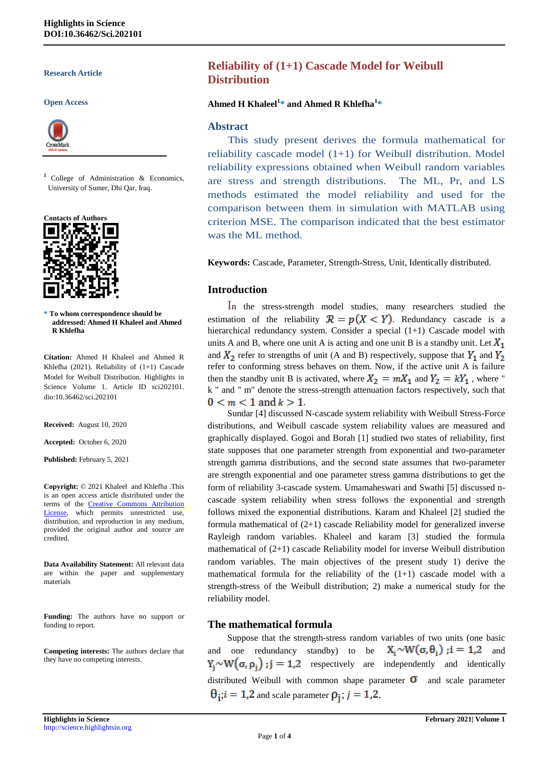**Research Article**

**Open Access**

[1] College of Administration & Economics, University of Sumer, Dhi Qar, Iraq.

**Contacts of Authors**

\* **To whom correspondence should be addressed: Ahmed H Khaleel and Ahmed R Khlefha**

**Citation:** Ahmed H Khaleel and Ahmed R Khlefha (2021). Reliability of (1+1) Cascade Model for Weibull Distribution. Highlights in Science Volume 1. Article ID sci202101. dio:10.36462/sci.202101

**Received:** August 10, 2020

**Accepted:** October 6, 2020

**Published:** February 5, 2021

**Copyright:** © 2021 Khaleel and Khlefha .This is an open access article distributed under the terms of the Creative Commons Attribution License, which permits unrestricted use, distribution, and reproduction in any medium, provided the original author and source are credited.

**Data Availability Statement:** All relevant data are within the paper and supplementary materials

**Funding:** The authors have no support or funding to report.

**Competing interests:** The authors declare that they have no competing interests.

# Reliability of (1+1) Cascade Model for Weibull Distribution

**Ahmed H Khaleel[1]\* and Ahmed R Khlefha[1]\***

## Abstract

This study present derives the formula mathematical for reliability cascade model (1+1) for Weibull distribution. Model reliability expressions obtained when Weibull random variables are stress and strength distributions. The ML, Pr, and LS methods estimated the model reliability and used for the comparison between them in simulation with MATLAB using criterion MSE. The comparison indicated that the best estimator was the ML method.

**Keywords:** Cascade, Parameter, Strength-Stress, Unit, Identically distributed.

## Introduction

In the stress-strength model studies, many researchers studied the estimation of the reliability $\mathcal{R} = p(X < Y)$. Redundancy cascade is a hierarchical redundancy system. Consider a special (1+1) Cascade model with units A and B, where one unit A is acting and one unit B is a standby unit. Let $X_1$ and $X_2$ refer to strengths of unit (A and B) respectively, suppose that $Y_1$ and $Y_2$ refer to conforming stress behaves on them. Now, if the active unit A is failure then the standby unit B is activated, where $X_2 = mX_1$ and $Y_2 = kY_1$ , where " k " and " m" denote the stress-strength attenuation factors respectively, such that $0 < m < 1$ and $k > 1$.

Sundar [4] discussed N-cascade system reliability with Weibull Stress-Force distributions, and Weibull cascade system reliability values are measured and graphically displayed. Gogoi and Borah [1] studied two states of reliability, first state supposes that one parameter strength from exponential and two-parameter strength gamma distributions, and the second state assumes that two-parameter are strength exponential and one parameter stress gamma distributions to get the form of reliability 3-cascade system. Umamaheswari and Swathi [5] discussed n-cascade system reliability when stress follows the exponential and strength follows mixed the exponential distributions. Karam and Khaleel [2] studied the formula mathematical of (2+1) cascade Reliability model for generalized inverse Rayleigh random variables. Khaleel and karam [3] studied the formula mathematical of (2+1) cascade Reliability model for inverse Weibull distribution random variables. The main objectives of the present study 1) derive the mathematical formula for the reliability of the (1+1) cascade model with a strength-stress of the Weibull distribution; 2) make a numerical study for the reliability model.

## The mathematical formula

Suppose that the strength-stress random variables of two units (one basic and one redundancy standby) to be $X_i \sim W(\sigma, \theta_i)\ ; i = 1,2$ and $Y_j \sim W(\sigma, \rho_j)\ ; j = 1,2$ respectively are independently and identically distributed Weibull with common shape parameter $\sigma$ and scale parameter $\theta_i; i = 1,2$ and scale parameter $\rho_j; j = 1,2$.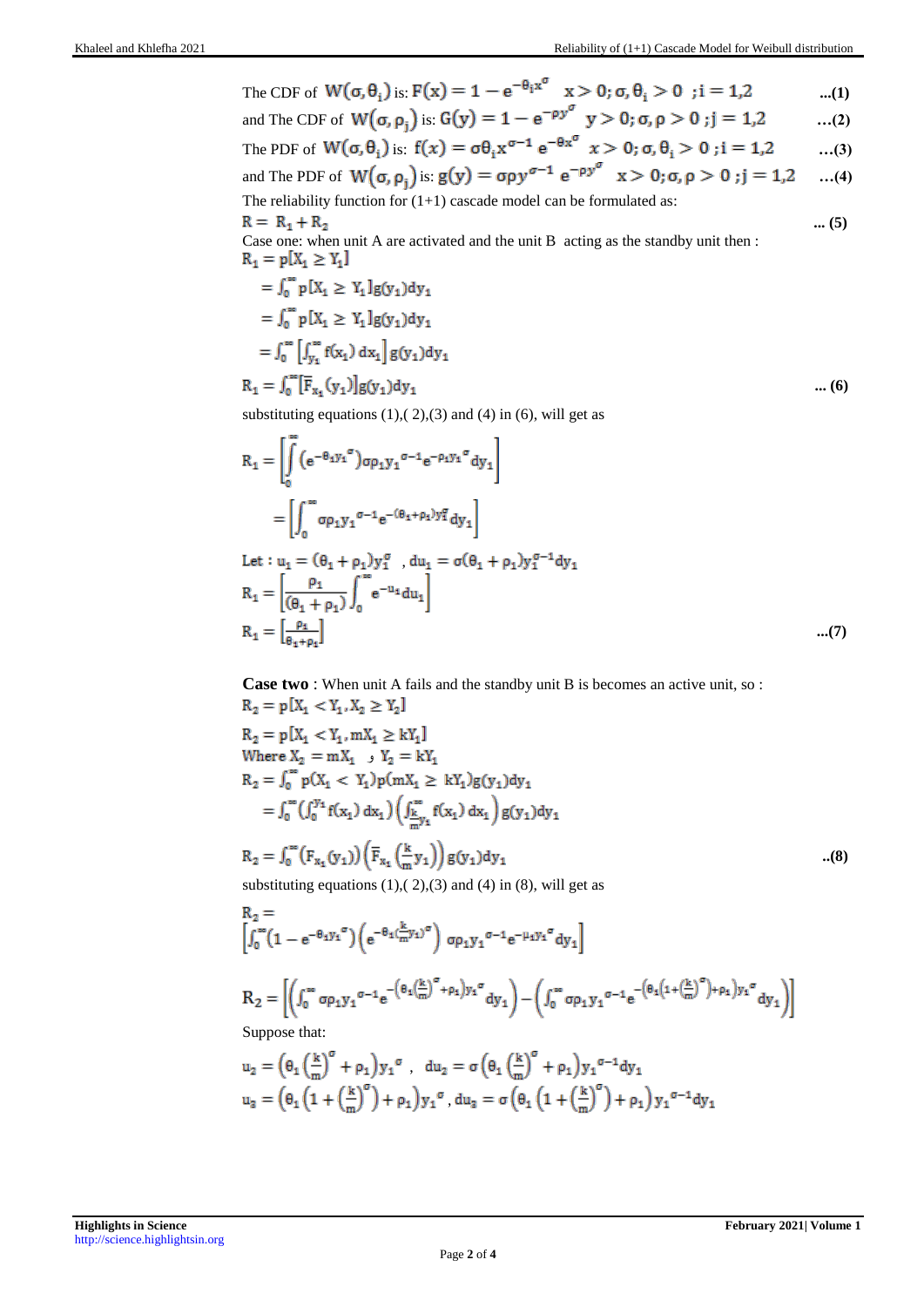The CDF of $W(\sigma, \theta_i)$ is: $F(x) = 1 - e^{-\theta_i x^{\sigma}} \quad x > 0; \sigma, \theta_i > 0 \;; i = 1,2$ ...(1)

and The CDF of $W(\sigma, \rho_j)$ is: $G(y) = 1 - e^{-\rho y^{\sigma}} \quad y > 0; \sigma, \rho > 0 \;; j = 1,2$ ...(2)

The PDF of $W(\sigma, \theta_i)$ is: $f(x) = \sigma\theta_i x^{\sigma-1} e^{-\theta x^{\sigma}} \quad x > 0; \sigma, \theta_i > 0 \;; i = 1,2$ ...(3)

and The PDF of $W(\sigma, \rho_j)$ is: $g(y) = \sigma\rho y^{\sigma-1} e^{-\rho y^{\sigma}} \quad x > 0; \sigma, \rho > 0 \;; j = 1,2$ ...(4)

The reliability function for (1+1) cascade model can be formulated as:

$$R = R_1 + R_2 \quad \text{... (5)}$$

Case one: when unit A are activated and the unit B acting as the standby unit then :

$$R_1 = p[X_1 \geq Y_1]$$

$$= \int_0^{\infty} p[X_1 \geq Y_1] g(y_1) dy_1$$

$$= \int_0^{\infty} p[X_1 \geq Y_1] g(y_1) dy_1$$

$$= \int_0^{\infty} \left[\int_{y_1}^{\infty} f(x_1)\, dx_1\right] g(y_1) dy_1$$

$$R_1 = \int_0^{\infty} \left[\bar{F}_{x_1}(y_1)\right] g(y_1) dy_1 \quad \text{... (6)}$$

substituting equations (1),( 2),(3) and (4) in (6), will get as

$$R_1 = \left[\int_0^{\infty} \left(e^{-\theta_1 y_1^{\sigma}}\right) \sigma\rho_1 y_1^{\sigma-1} e^{-\rho_1 y_1^{\sigma}} dy_1\right]$$

$$= \left[\int_0^{\infty} \sigma\rho_1 y_1^{\sigma-1} e^{-(\theta_1+\rho_1) y_1^{\sigma}} dy_1\right]$$

Let : $u_1 = (\theta_1 + \rho_1) y_1^{\sigma}$ , $du_1 = \sigma(\theta_1 + \rho_1) y_1^{\sigma-1} dy_1$

$$R_1 = \left[\frac{\rho_1}{(\theta_1 + \rho_1)} \int_0^{\infty} e^{-u_1} du_1\right]$$

$$R_1 = \left[\frac{\rho_1}{\theta_1 + \rho_1}\right] \quad \text{...(7)}$$

**Case two** : When unit A fails and the standby unit B is becomes an active unit, so :

$$R_2 = p[X_1 < Y_1, X_2 \geq Y_2]$$

$$R_2 = p[X_1 < Y_1, mX_1 \geq kY_1]$$

Where $X_2 = mX_1$ و $Y_2 = kY_1$

$$R_2 = \int_0^{\infty} p(X_1 < Y_1) p(mX_1 \geq kY_1) g(y_1) dy_1$$

$$= \int_0^{\infty} \left(\int_0^{y_1} f(x_1)\, dx_1\right) \left(\int_{\frac{k}{m}y_1}^{\infty} f(x_1)\, dx_1\right) g(y_1) dy_1$$

$$R_2 = \int_0^{\infty} \left(F_{x_1}(y_1)\right) \left(\bar{F}_{x_1}\left(\frac{k}{m} y_1\right)\right) g(y_1) dy_1 \quad \text{..(8)}$$

substituting equations (1),( 2),(3) and (4) in (8), will get as

$$R_2 = \left[\int_0^{\infty} \left(1 - e^{-\theta_1 y_1^{\sigma}}\right) \left(e^{-\theta_1 \left(\frac{k}{m} y_1\right)^{\sigma}}\right) \sigma\rho_1 y_1^{\sigma-1} e^{-\mu_1 y_1^{\sigma}} dy_1\right]$$

$$R_2 = \left[\left(\int_0^{\infty} \sigma\rho_1 y_1^{\sigma-1} e^{-\left(\theta_1 \left(\frac{k}{m}\right)^{\sigma} + \rho_1\right) y_1^{\sigma}} dy_1\right) - \left(\int_0^{\infty} \sigma\rho_1 y_1^{\sigma-1} e^{-\left(\theta_1 \left(1 + \left(\frac{k}{m}\right)^{\sigma}\right) + \rho_1\right) y_1^{\sigma}} dy_1\right)\right]$$

Suppose that:

$$u_2 = \left(\theta_1 \left(\frac{k}{m}\right)^{\sigma} + \rho_1\right) y_1^{\sigma}, \quad du_2 = \sigma\left(\theta_1 \left(\frac{k}{m}\right)^{\sigma} + \rho_1\right) y_1^{\sigma-1} dy_1$$

$$u_3 = \left(\theta_1 \left(1 + \left(\frac{k}{m}\right)^{\sigma}\right) + \rho_1\right) y_1^{\sigma}, \quad du_3 = \sigma\left(\theta_1 \left(1 + \left(\frac{k}{m}\right)^{\sigma}\right) + \rho_1\right) y_1^{\sigma-1} dy_1$$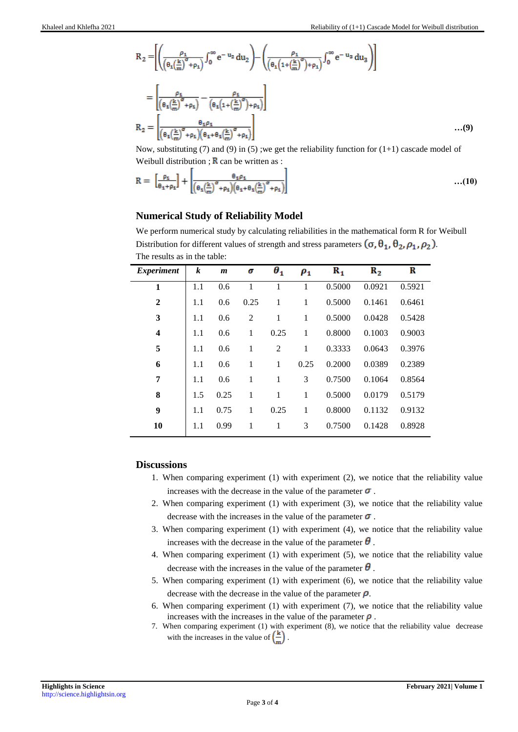$$R_2 = \left[\left(\frac{\rho_1}{\left(\theta_1\left(\frac{k}{m}\right)^{\sigma}+\rho_1\right)}\int_0^{\infty} e^{-u_2}\,du_2\right)-\left(\frac{\rho_1}{\left(\theta_1\left(1+\left(\frac{k}{m}\right)^{\sigma}\right)+\rho_1\right)}\int_0^{\infty} e^{-u_3}\,du_3\right)\right]$$

$$= \left[\frac{\rho_1}{\left(\theta_1\left(\frac{k}{m}\right)^{\sigma}+\rho_1\right)} - \frac{\rho_1}{\left(\theta_1\left(1+\left(\frac{k}{m}\right)^{\sigma}\right)+\rho_1\right)}\right]$$

$$R_2 = \left[\frac{\theta_1\rho_1}{\left(\theta_1\left(\frac{k}{m}\right)^{\sigma}+\rho_1\right)\left(\theta_1+\theta_1\left(\frac{k}{m}\right)^{\sigma}+\rho_1\right)}\right] \quad \text{...(9)}$$

Now, substituting (7) and (9) in (5) ;we get the reliability function for (1+1) cascade model of Weibull distribution ; R can be written as :

$$R = \left[\frac{\rho_1}{\theta_1+\rho_1}\right] + \left[\frac{\theta_1\rho_1}{\left(\theta_1\left(\frac{k}{m}\right)^{\sigma}+\rho_1\right)\left(\theta_1+\theta_1\left(\frac{k}{m}\right)^{\sigma}+\rho_1\right)}\right] \quad \text{...(10)}$$

## Numerical Study of Reliability Model

We perform numerical study by calculating reliabilities in the mathematical form R for Weibull Distribution for different values of strength and stress parameters $(\sigma, \theta_1, \theta_2, \rho_1, \rho_2)$.
The results as in the table:

| *Experiment* | *k* | *m* | $\sigma$ | $\theta_1$ | $\rho_1$ | $R_1$ | $R_2$ | R |
|---|---|---|---|---|---|---|---|---|
| **1** | 1.1 | 0.6 | 1 | 1 | 1 | 0.5000 | 0.0921 | 0.5921 |
| **2** | 1.1 | 0.6 | 0.25 | 1 | 1 | 0.5000 | 0.1461 | 0.6461 |
| **3** | 1.1 | 0.6 | 2 | 1 | 1 | 0.5000 | 0.0428 | 0.5428 |
| **4** | 1.1 | 0.6 | 1 | 0.25 | 1 | 0.8000 | 0.1003 | 0.9003 |
| **5** | 1.1 | 0.6 | 1 | 2 | 1 | 0.3333 | 0.0643 | 0.3976 |
| **6** | 1.1 | 0.6 | 1 | 1 | 0.25 | 0.2000 | 0.0389 | 0.2389 |
| **7** | 1.1 | 0.6 | 1 | 1 | 3 | 0.7500 | 0.1064 | 0.8564 |
| **8** | 1.5 | 0.25 | 1 | 1 | 1 | 0.5000 | 0.0179 | 0.5179 |
| **9** | 1.1 | 0.75 | 1 | 0.25 | 1 | 0.8000 | 0.1132 | 0.9132 |
| **10** | 1.1 | 0.99 | 1 | 1 | 3 | 0.7500 | 0.1428 | 0.8928 |

## Discussions

1. When comparing experiment (1) with experiment (2), we notice that the reliability value increases with the decrease in the value of the parameter $\sigma$ .
2. When comparing experiment (1) with experiment (3), we notice that the reliability value decrease with the increases in the value of the parameter $\sigma$ .
3. When comparing experiment (1) with experiment (4), we notice that the reliability value increases with the decrease in the value of the parameter $\theta$ .
4. When comparing experiment (1) with experiment (5), we notice that the reliability value decrease with the increases in the value of the parameter $\theta$ .
5. When comparing experiment (1) with experiment (6), we notice that the reliability value decrease with the decrease in the value of the parameter $\rho$.
6. When comparing experiment (1) with experiment (7), we notice that the reliability value increases with the increases in the value of the parameter $\rho$ .
7. When comparing experiment (1) with experiment (8), we notice that the reliability value decrease with the increases in the value of $\left(\frac{k}{m}\right)$ .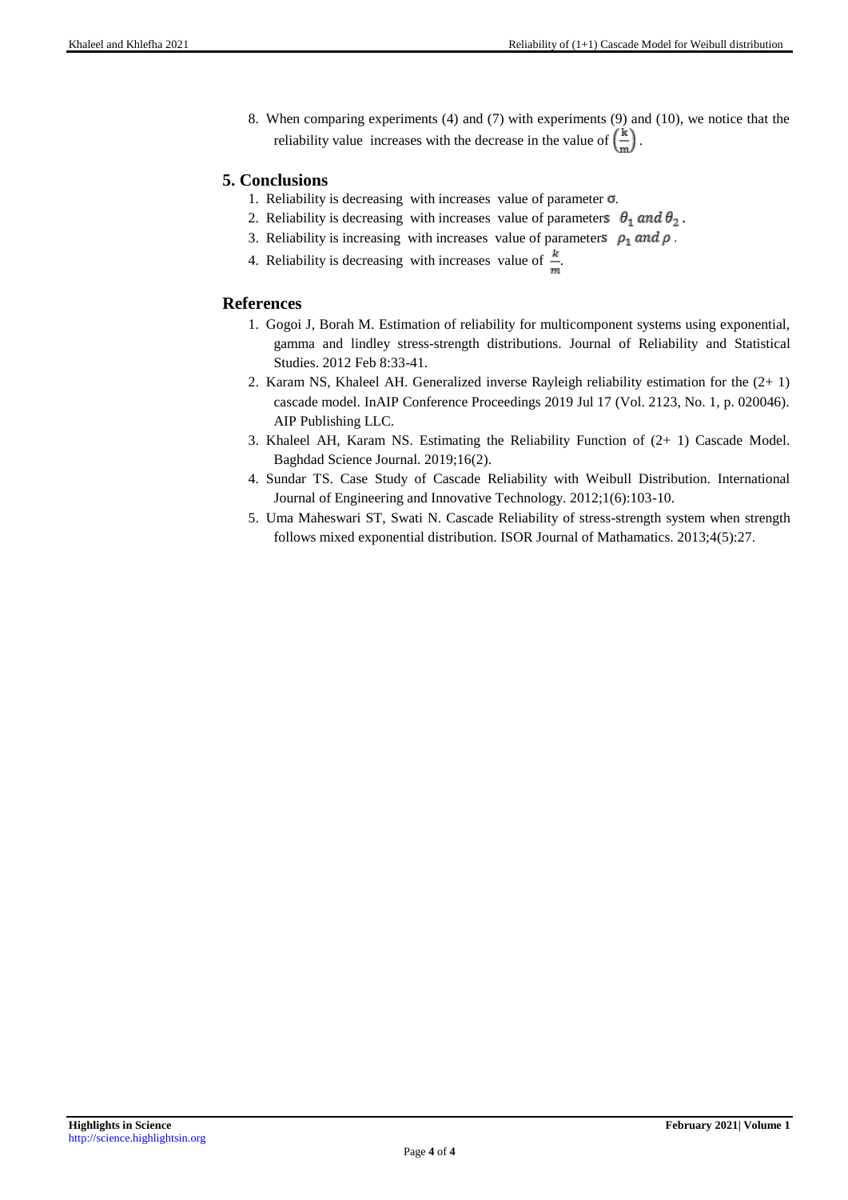8. When comparing experiments (4) and (7) with experiments (9) and (10), we notice that the reliability value increases with the decrease in the value of $\left(\frac{k}{m}\right)$.

## 5. Conclusions

1. Reliability is decreasing with increases value of parameter $\sigma$.
2. Reliability is decreasing with increases value of parameters $\theta_1$ *and* $\theta_2$.
3. Reliability is increasing with increases value of parameters $\rho_1$ *and* $\rho$.
4. Reliability is decreasing with increases value of $\frac{k}{m}$.

## References

1. Gogoi J, Borah M. Estimation of reliability for multicomponent systems using exponential, gamma and lindley stress-strength distributions. Journal of Reliability and Statistical Studies. 2012 Feb 8:33-41.
2. Karam NS, Khaleel AH. Generalized inverse Rayleigh reliability estimation for the (2+ 1) cascade model. InAIP Conference Proceedings 2019 Jul 17 (Vol. 2123, No. 1, p. 020046). AIP Publishing LLC.
3. Khaleel AH, Karam NS. Estimating the Reliability Function of (2+ 1) Cascade Model. Baghdad Science Journal. 2019;16(2).
4. Sundar TS. Case Study of Cascade Reliability with Weibull Distribution. International Journal of Engineering and Innovative Technology. 2012;1(6):103-10.
5. Uma Maheswari ST, Swati N. Cascade Reliability of stress-strength system when strength follows mixed exponential distribution. ISOR Journal of Mathamatics. 2013;4(5):27.